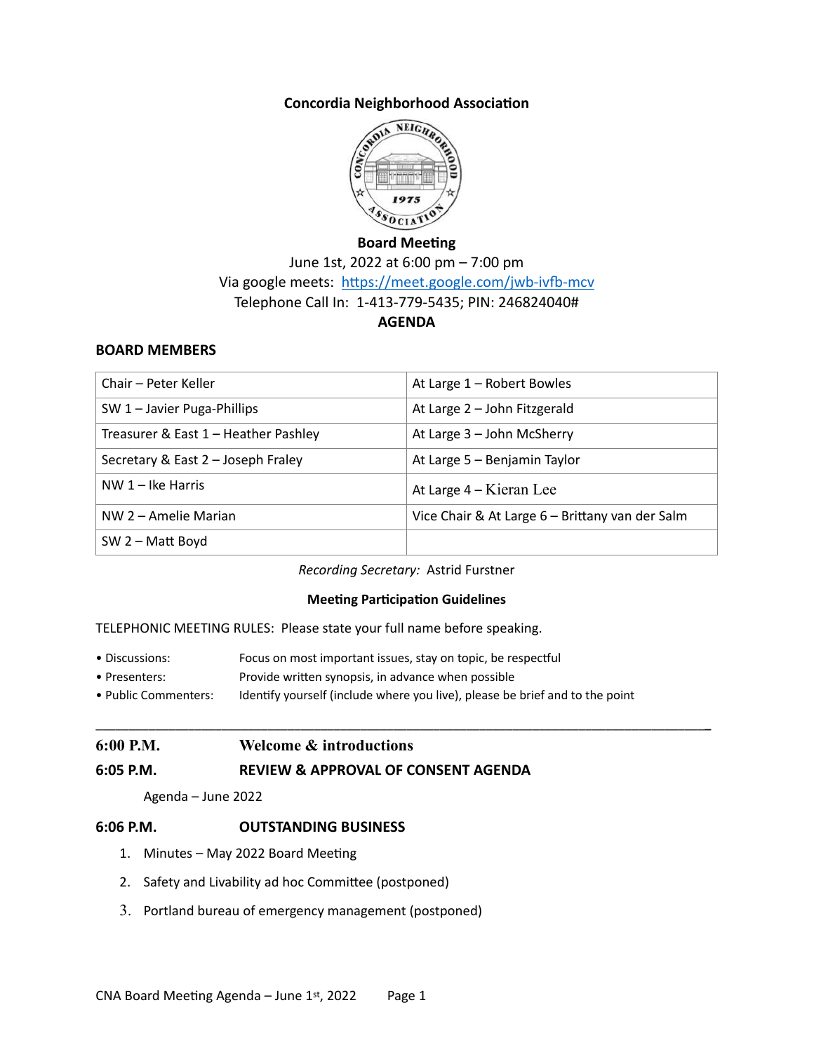# Concordia Neighborhood Association

## Board Meeting

June 1st, 2022 at 6:00 pm – 7:00 pm

Via google meets: https://meet.google.com/jwb-ivfb-mcv

Telephone Call In: 1-413-779-5435; PIN: 246824040#

**AGENDA**

### BOARD MEMBERS

| | |
|---|---|
| Chair – Peter Keller | At Large 1 – Robert Bowles |
| SW 1 – Javier Puga-Phillips | At Large 2 – John Fitzgerald |
| Treasurer & East 1 – Heather Pashley | At Large 3 – John McSherry |
| Secretary & East 2 – Joseph Fraley | At Large 5 – Benjamin Taylor |
| NW 1 – Ike Harris | At Large 4 – Kieran Lee |
| NW 2 – Amelie Marian | Vice Chair & At Large 6 – Brittany van der Salm |
| SW 2 – Matt Boyd | |

*Recording Secretary:* Astrid Furstner

**Meeting Participation Guidelines**

TELEPHONIC MEETING RULES: Please state your full name before speaking.

- Discussions: Focus on most important issues, stay on topic, be respectful
- Presenters: Provide written synopsis, in advance when possible
- Public Commenters: Identify yourself (include where you live), please be brief and to the point

---

**6:00 P.M.** **Welcome & introductions**

**6:05 P.M.** **REVIEW & APPROVAL OF CONSENT AGENDA**

Agenda – June 2022

**6:06 P.M.** **OUTSTANDING BUSINESS**

1. Minutes – May 2022 Board Meeting
2. Safety and Livability ad hoc Committee (postponed)
3. Portland bureau of emergency management (postponed)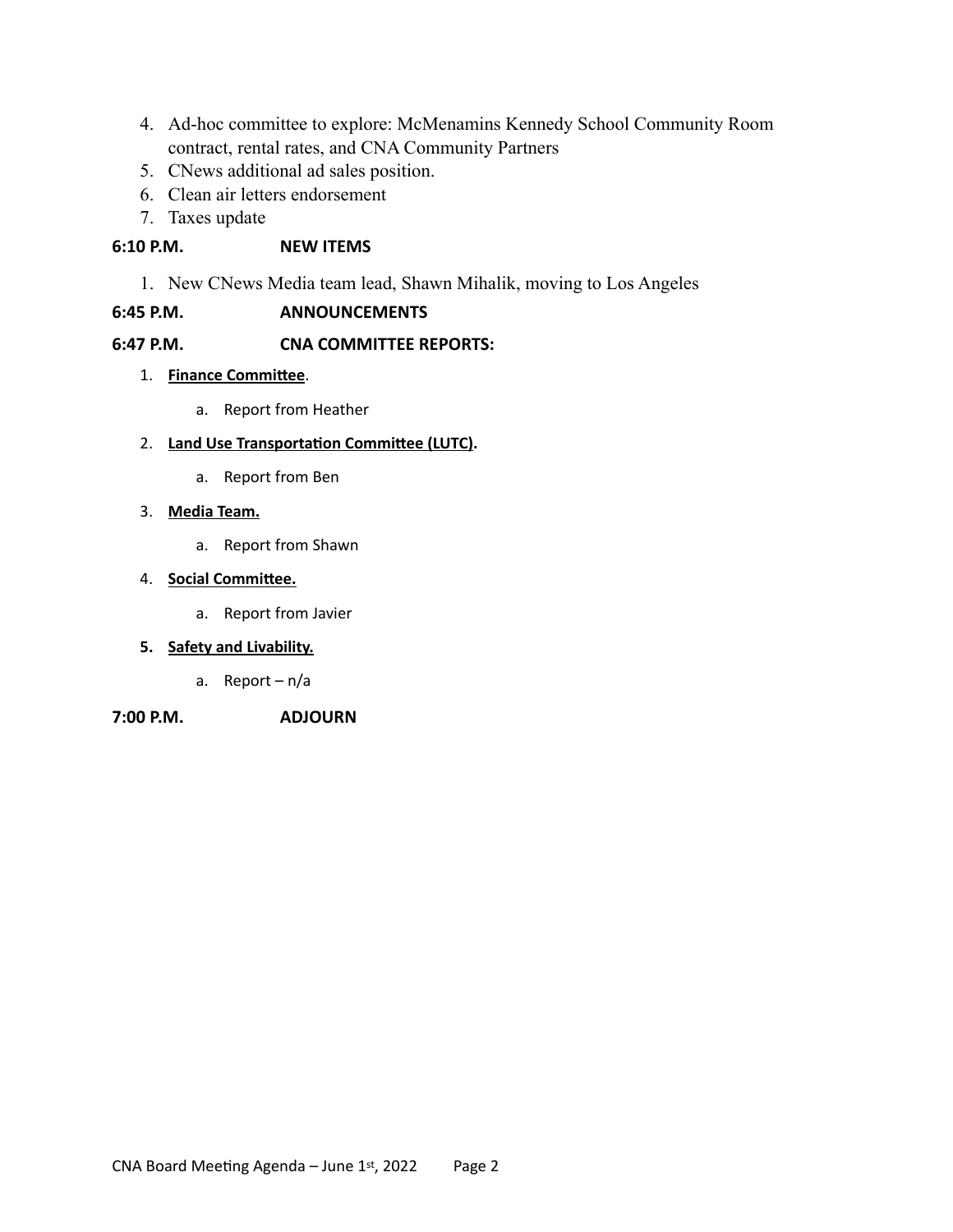4. Ad-hoc committee to explore: McMenamins Kennedy School Community Room contract, rental rates, and CNA Community Partners
5. CNews additional ad sales position.
6. Clean air letters endorsement
7. Taxes update

**6:10 P.M. NEW ITEMS**

1. New CNews Media team lead, Shawn Mihalik, moving to Los Angeles

**6:45 P.M. ANNOUNCEMENTS**

**6:47 P.M. CNA COMMITTEE REPORTS:**

1. **Finance Committee**.
    a. Report from Heather
2. **Land Use Transportation Committee (LUTC).**
    a. Report from Ben
3. **Media Team.**
    a. Report from Shawn
4. **Social Committee.**
    a. Report from Javier
5. **Safety and Livability.**
    a. Report – n/a

**7:00 P.M. ADJOURN**